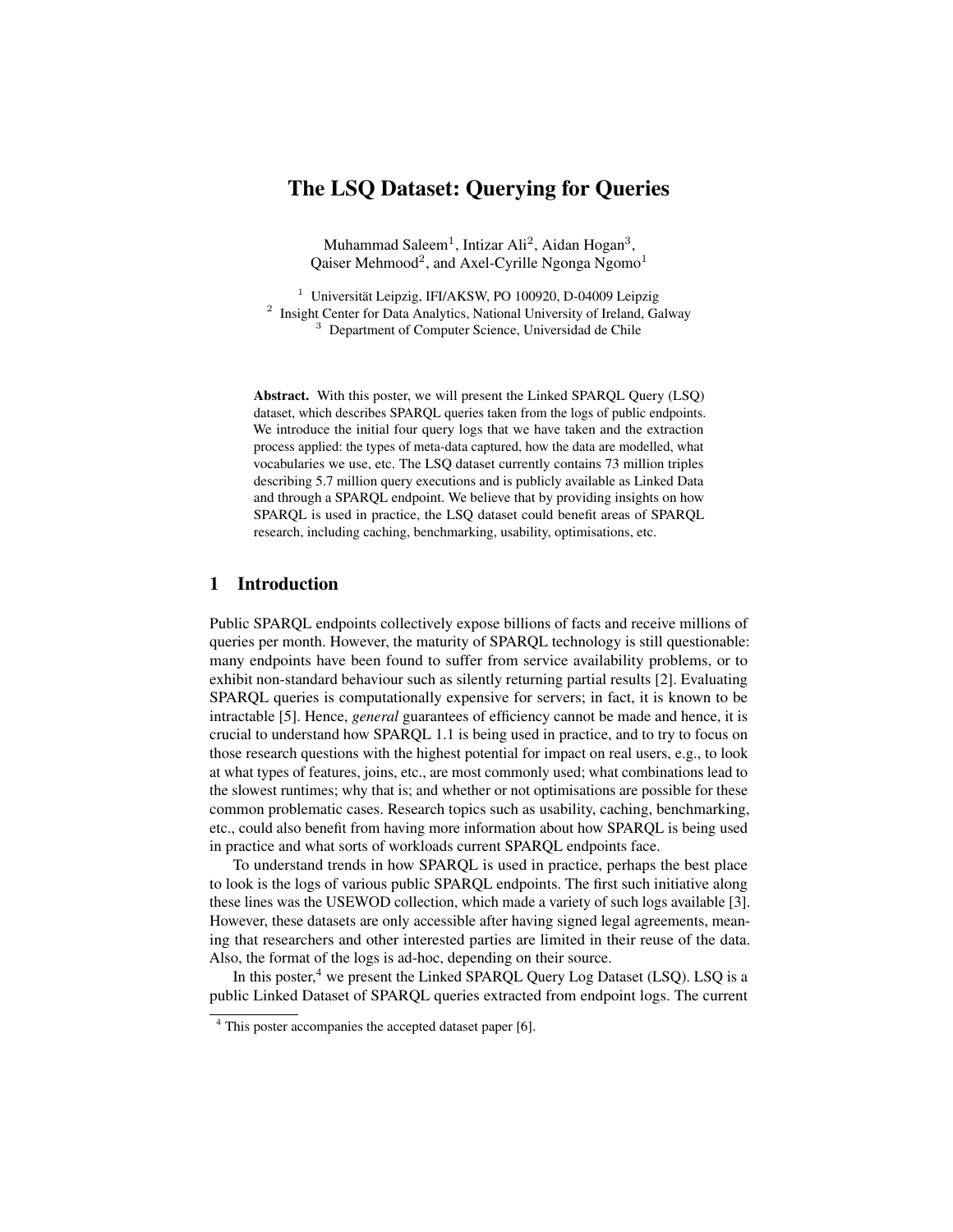# The LSQ Dataset: Querying for Queries

Muhammad Saleem[1], Intizar Ali[2], Aidan Hogan[3], Qaiser Mehmood[2], and Axel-Cyrille Ngonga Ngomo[1]

[1] Universität Leipzig, IFI/AKSW, PO 100920, D-04009 Leipzig
[2] Insight Center for Data Analytics, National University of Ireland, Galway
[3] Department of Computer Science, Universidad de Chile

**Abstract.** With this poster, we will present the Linked SPARQL Query (LSQ) dataset, which describes SPARQL queries taken from the logs of public endpoints. We introduce the initial four query logs that we have taken and the extraction process applied: the types of meta-data captured, how the data are modelled, what vocabularies we use, etc. The LSQ dataset currently contains 73 million triples describing 5.7 million query executions and is publicly available as Linked Data and through a SPARQL endpoint. We believe that by providing insights on how SPARQL is used in practice, the LSQ dataset could benefit areas of SPARQL research, including caching, benchmarking, usability, optimisations, etc.

## 1 Introduction

Public SPARQL endpoints collectively expose billions of facts and receive millions of queries per month. However, the maturity of SPARQL technology is still questionable: many endpoints have been found to suffer from service availability problems, or to exhibit non-standard behaviour such as silently returning partial results [2]. Evaluating SPARQL queries is computationally expensive for servers; in fact, it is known to be intractable [5]. Hence, *general* guarantees of efficiency cannot be made and hence, it is crucial to understand how SPARQL 1.1 is being used in practice, and to try to focus on those research questions with the highest potential for impact on real users, e.g., to look at what types of features, joins, etc., are most commonly used; what combinations lead to the slowest runtimes; why that is; and whether or not optimisations are possible for these common problematic cases. Research topics such as usability, caching, benchmarking, etc., could also benefit from having more information about how SPARQL is being used in practice and what sorts of workloads current SPARQL endpoints face.

To understand trends in how SPARQL is used in practice, perhaps the best place to look is the logs of various public SPARQL endpoints. The first such initiative along these lines was the USEWOD collection, which made a variety of such logs available [3]. However, these datasets are only accessible after having signed legal agreements, meaning that researchers and other interested parties are limited in their reuse of the data. Also, the format of the logs is ad-hoc, depending on their source.

In this poster,[4] we present the Linked SPARQL Query Log Dataset (LSQ). LSQ is a public Linked Dataset of SPARQL queries extracted from endpoint logs. The current

[4] This poster accompanies the accepted dataset paper [6].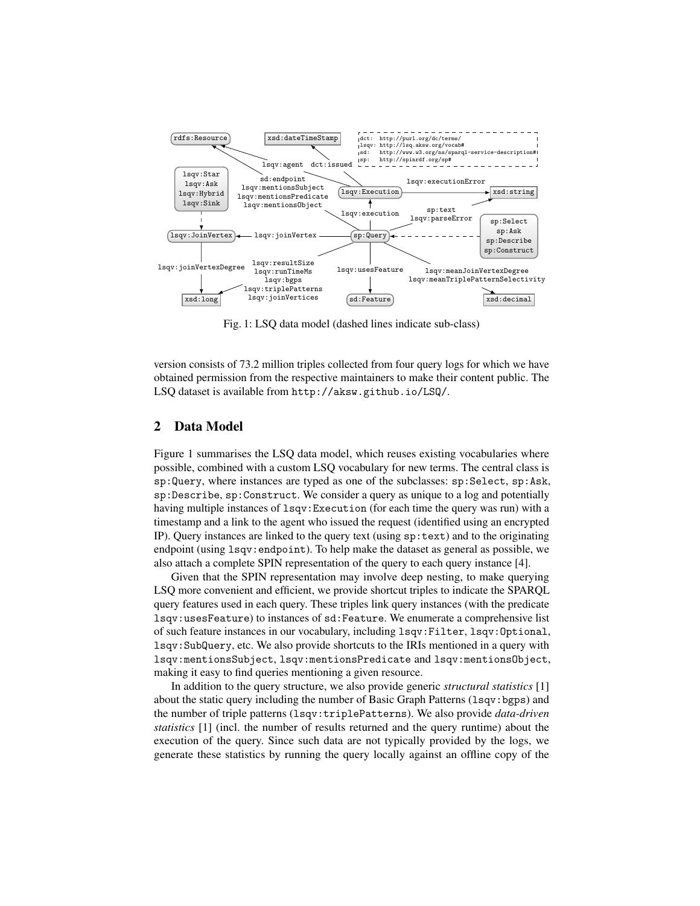Fig. 1: LSQ data model (dashed lines indicate sub-class)

version consists of 73.2 million triples collected from four query logs for which we have obtained permission from the respective maintainers to make their content public. The LSQ dataset is available from `http://aksw.github.io/LSQ/`.

## 2 Data Model

Figure 1 summarises the LSQ data model, which reuses existing vocabularies where possible, combined with a custom LSQ vocabulary for new terms. The central class is `sp:Query`, where instances are typed as one of the subclasses: `sp:Select`, `sp:Ask`, `sp:Describe`, `sp:Construct`. We consider a query as unique to a log and potentially having multiple instances of `lsqv:Execution` (for each time the query was run) with a timestamp and a link to the agent who issued the request (identified using an encrypted IP). Query instances are linked to the query text (using `sp:text`) and to the originating endpoint (using `lsqv:endpoint`). To help make the dataset as general as possible, we also attach a complete SPIN representation of the query to each query instance [4].

Given that the SPIN representation may involve deep nesting, to make querying LSQ more convenient and efficient, we provide shortcut triples to indicate the SPARQL query features used in each query. These triples link query instances (with the predicate `lsqv:usesFeature`) to instances of `sd:Feature`. We enumerate a comprehensive list of such feature instances in our vocabulary, including `lsqv:Filter`, `lsqv:Optional`, `lsqv:SubQuery`, etc. We also provide shortcuts to the IRIs mentioned in a query with `lsqv:mentionsSubject`, `lsqv:mentionsPredicate` and `lsqv:mentionsObject`, making it easy to find queries mentioning a given resource.

In addition to the query structure, we also provide generic *structural statistics* [1] about the static query including the number of Basic Graph Patterns (`lsqv:bgps`) and the number of triple patterns (`lsqv:triplePatterns`). We also provide *data-driven statistics* [1] (incl. the number of results returned and the query runtime) about the execution of the query. Since such data are not typically provided by the logs, we generate these statistics by running the query locally against an offline copy of the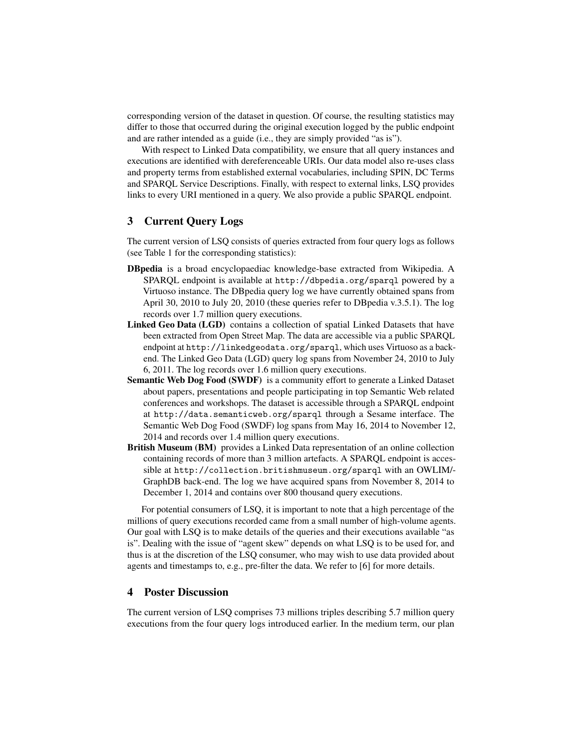corresponding version of the dataset in question. Of course, the resulting statistics may differ to those that occurred during the original execution logged by the public endpoint and are rather intended as a guide (i.e., they are simply provided "as is").

With respect to Linked Data compatibility, we ensure that all query instances and executions are identified with dereferenceable URIs. Our data model also re-uses class and property terms from established external vocabularies, including SPIN, DC Terms and SPARQL Service Descriptions. Finally, with respect to external links, LSQ provides links to every URI mentioned in a query. We also provide a public SPARQL endpoint.

## 3 Current Query Logs

The current version of LSQ consists of queries extracted from four query logs as follows (see Table 1 for the corresponding statistics):

- **DBpedia** is a broad encyclopaediac knowledge-base extracted from Wikipedia. A SPARQL endpoint is available at `http://dbpedia.org/sparql` powered by a Virtuoso instance. The DBpedia query log we have currently obtained spans from April 30, 2010 to July 20, 2010 (these queries refer to DBpedia v.3.5.1). The log records over 1.7 million query executions.
- **Linked Geo Data (LGD)** contains a collection of spatial Linked Datasets that have been extracted from Open Street Map. The data are accessible via a public SPARQL endpoint at `http://linkedgeodata.org/sparql`, which uses Virtuoso as a back-end. The Linked Geo Data (LGD) query log spans from November 24, 2010 to July 6, 2011. The log records over 1.6 million query executions.
- **Semantic Web Dog Food (SWDF)** is a community effort to generate a Linked Dataset about papers, presentations and people participating in top Semantic Web related conferences and workshops. The dataset is accessible through a SPARQL endpoint at `http://data.semanticweb.org/sparql` through a Sesame interface. The Semantic Web Dog Food (SWDF) log spans from May 16, 2014 to November 12, 2014 and records over 1.4 million query executions.
- **British Museum (BM)** provides a Linked Data representation of an online collection containing records of more than 3 million artefacts. A SPARQL endpoint is accessible at `http://collection.britishmuseum.org/sparql` with an OWLIM/-GraphDB back-end. The log we have acquired spans from November 8, 2014 to December 1, 2014 and contains over 800 thousand query executions.

For potential consumers of LSQ, it is important to note that a high percentage of the millions of query executions recorded came from a small number of high-volume agents. Our goal with LSQ is to make details of the queries and their executions available "as is". Dealing with the issue of "agent skew" depends on what LSQ is to be used for, and thus is at the discretion of the LSQ consumer, who may wish to use data provided about agents and timestamps to, e.g., pre-filter the data. We refer to [6] for more details.

## 4 Poster Discussion

The current version of LSQ comprises 73 millions triples describing 5.7 million query executions from the four query logs introduced earlier. In the medium term, our plan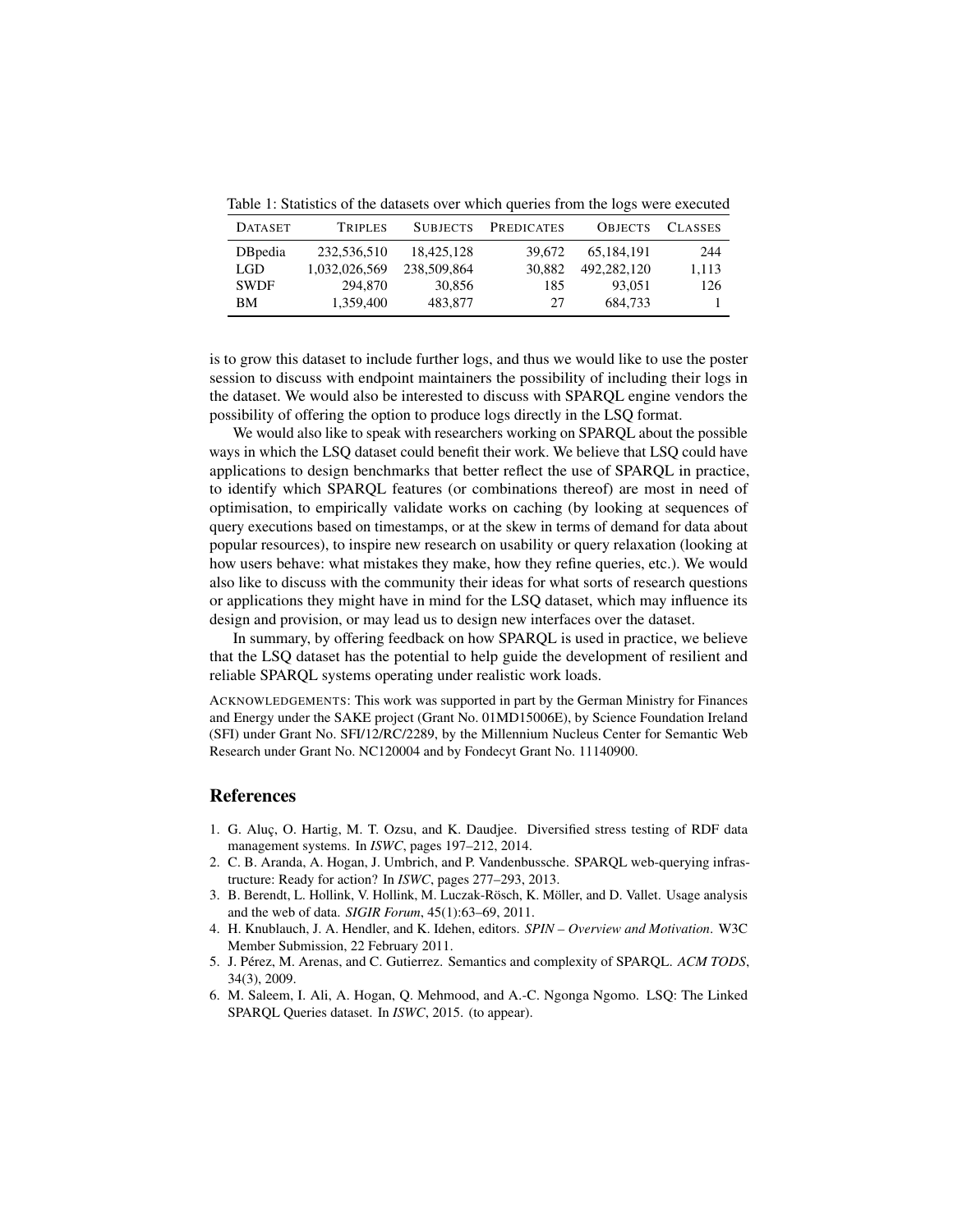Table 1: Statistics of the datasets over which queries from the logs were executed

| Dataset | Triples | Subjects | Predicates | Objects | Classes |
|---|---|---|---|---|---|
| DBpedia | 232,536,510 | 18,425,128 | 39,672 | 65,184,191 | 244 |
| LGD | 1,032,026,569 | 238,509,864 | 30,882 | 492,282,120 | 1,113 |
| SWDF | 294,870 | 30,856 | 185 | 93,051 | 126 |
| BM | 1,359,400 | 483,877 | 27 | 684,733 | 1 |

is to grow this dataset to include further logs, and thus we would like to use the poster session to discuss with endpoint maintainers the possibility of including their logs in the dataset. We would also be interested to discuss with SPARQL engine vendors the possibility of offering the option to produce logs directly in the LSQ format.

We would also like to speak with researchers working on SPARQL about the possible ways in which the LSQ dataset could benefit their work. We believe that LSQ could have applications to design benchmarks that better reflect the use of SPARQL in practice, to identify which SPARQL features (or combinations thereof) are most in need of optimisation, to empirically validate works on caching (by looking at sequences of query executions based on timestamps, or at the skew in terms of demand for data about popular resources), to inspire new research on usability or query relaxation (looking at how users behave: what mistakes they make, how they refine queries, etc.). We would also like to discuss with the community their ideas for what sorts of research questions or applications they might have in mind for the LSQ dataset, which may influence its design and provision, or may lead us to design new interfaces over the dataset.

In summary, by offering feedback on how SPARQL is used in practice, we believe that the LSQ dataset has the potential to help guide the development of resilient and reliable SPARQL systems operating under realistic work loads.

Acknowledgements: This work was supported in part by the German Ministry for Finances and Energy under the SAKE project (Grant No. 01MD15006E), by Science Foundation Ireland (SFI) under Grant No. SFI/12/RC/2289, by the Millennium Nucleus Center for Semantic Web Research under Grant No. NC120004 and by Fondecyt Grant No. 11140900.

## References

1. G. Aluç, O. Hartig, M. T. Ozsu, and K. Daudjee. Diversified stress testing of RDF data management systems. In *ISWC*, pages 197–212, 2014.
2. C. B. Aranda, A. Hogan, J. Umbrich, and P. Vandenbussche. SPARQL web-querying infrastructure: Ready for action? In *ISWC*, pages 277–293, 2013.
3. B. Berendt, L. Hollink, V. Hollink, M. Luczak-Rösch, K. Möller, and D. Vallet. Usage analysis and the web of data. *SIGIR Forum*, 45(1):63–69, 2011.
4. H. Knublauch, J. A. Hendler, and K. Idehen, editors. *SPIN – Overview and Motivation*. W3C Member Submission, 22 February 2011.
5. J. Pérez, M. Arenas, and C. Gutierrez. Semantics and complexity of SPARQL. *ACM TODS*, 34(3), 2009.
6. M. Saleem, I. Ali, A. Hogan, Q. Mehmood, and A.-C. Ngonga Ngomo. LSQ: The Linked SPARQL Queries dataset. In *ISWC*, 2015. (to appear).